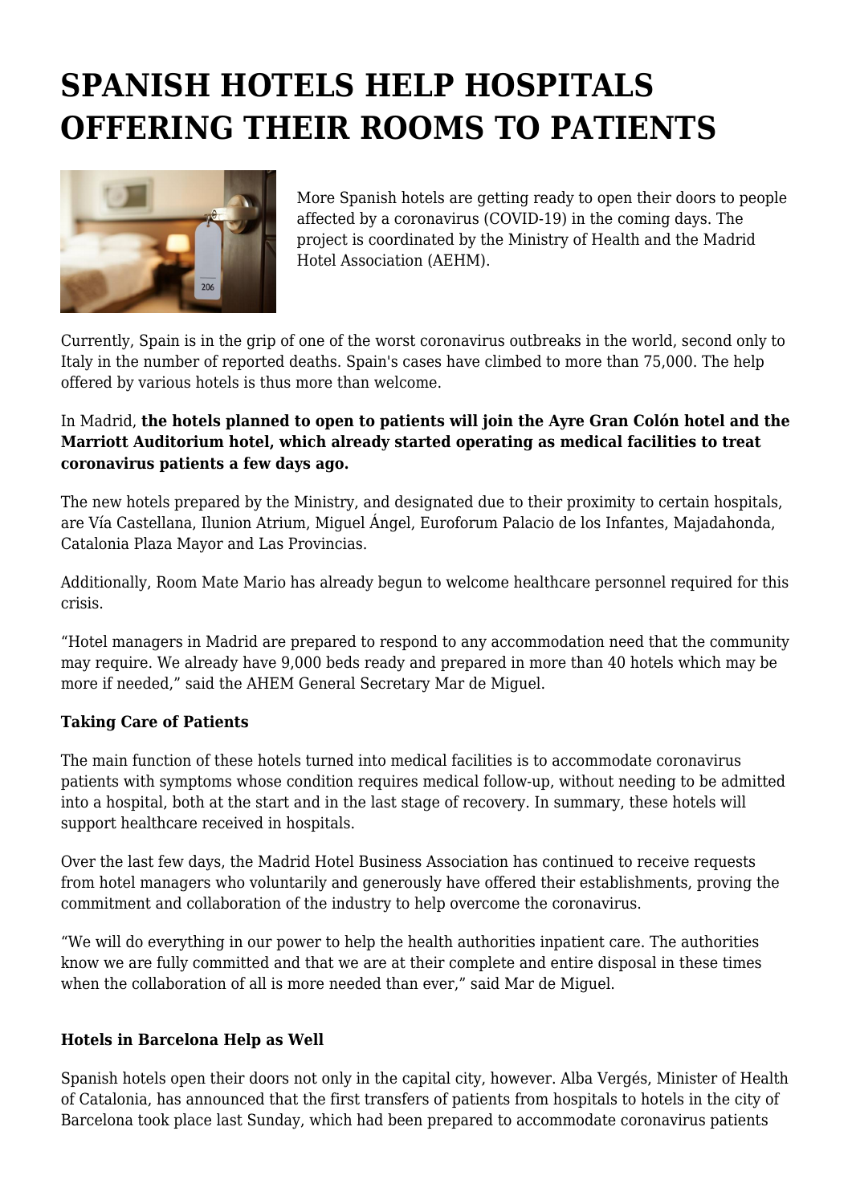# SPANISH HOTELS HELP HOSPITALS OFFERING THEIR ROOMS TO PATIENTS

More Spanish hotels are getting ready to open their doors to people affected by a coronavirus (COVID-19) in the coming days. The project is coordinated by the Ministry of Health and the Madrid Hotel Association (AEHM).

Currently, Spain is in the grip of one of the worst coronavirus outbreaks in the world, second only to Italy in the number of reported deaths. Spain's cases have climbed to more than 75,000. The help offered by various hotels is thus more than welcome.

In Madrid, **the hotels planned to open to patients will join the Ayre Gran Colón hotel and the Marriott Auditorium hotel, which already started operating as medical facilities to treat coronavirus patients a few days ago.**

The new hotels prepared by the Ministry, and designated due to their proximity to certain hospitals, are Vía Castellana, Ilunion Atrium, Miguel Ángel, Euroforum Palacio de los Infantes, Majadahonda, Catalonia Plaza Mayor and Las Provincias.

Additionally, Room Mate Mario has already begun to welcome healthcare personnel required for this crisis.

"Hotel managers in Madrid are prepared to respond to any accommodation need that the community may require. We already have 9,000 beds ready and prepared in more than 40 hotels which may be more if needed," said the AHEM General Secretary Mar de Miguel.

**Taking Care of Patients**

The main function of these hotels turned into medical facilities is to accommodate coronavirus patients with symptoms whose condition requires medical follow-up, without needing to be admitted into a hospital, both at the start and in the last stage of recovery. In summary, these hotels will support healthcare received in hospitals.

Over the last few days, the Madrid Hotel Business Association has continued to receive requests from hotel managers who voluntarily and generously have offered their establishments, proving the commitment and collaboration of the industry to help overcome the coronavirus.

"We will do everything in our power to help the health authorities inpatient care. The authorities know we are fully committed and that we are at their complete and entire disposal in these times when the collaboration of all is more needed than ever," said Mar de Miguel.

**Hotels in Barcelona Help as Well**

Spanish hotels open their doors not only in the capital city, however. Alba Vergés, Minister of Health of Catalonia, has announced that the first transfers of patients from hospitals to hotels in the city of Barcelona took place last Sunday, which had been prepared to accommodate coronavirus patients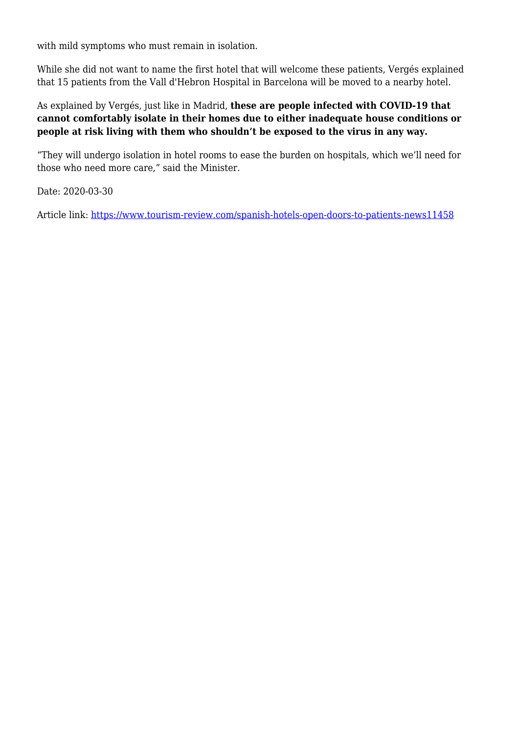with mild symptoms who must remain in isolation.

While she did not want to name the first hotel that will welcome these patients, Vergés explained that 15 patients from the Vall d'Hebron Hospital in Barcelona will be moved to a nearby hotel.

As explained by Vergés, just like in Madrid, **these are people infected with COVID-19 that cannot comfortably isolate in their homes due to either inadequate house conditions or people at risk living with them who shouldn't be exposed to the virus in any way.**

"They will undergo isolation in hotel rooms to ease the burden on hospitals, which we'll need for those who need more care," said the Minister.

Date: 2020-03-30

Article link: [https://www.tourism-review.com/spanish-hotels-open-doors-to-patients-news11458](https://www.tourism-review.com/spanish-hotels-open-doors-to-patients-news11458)